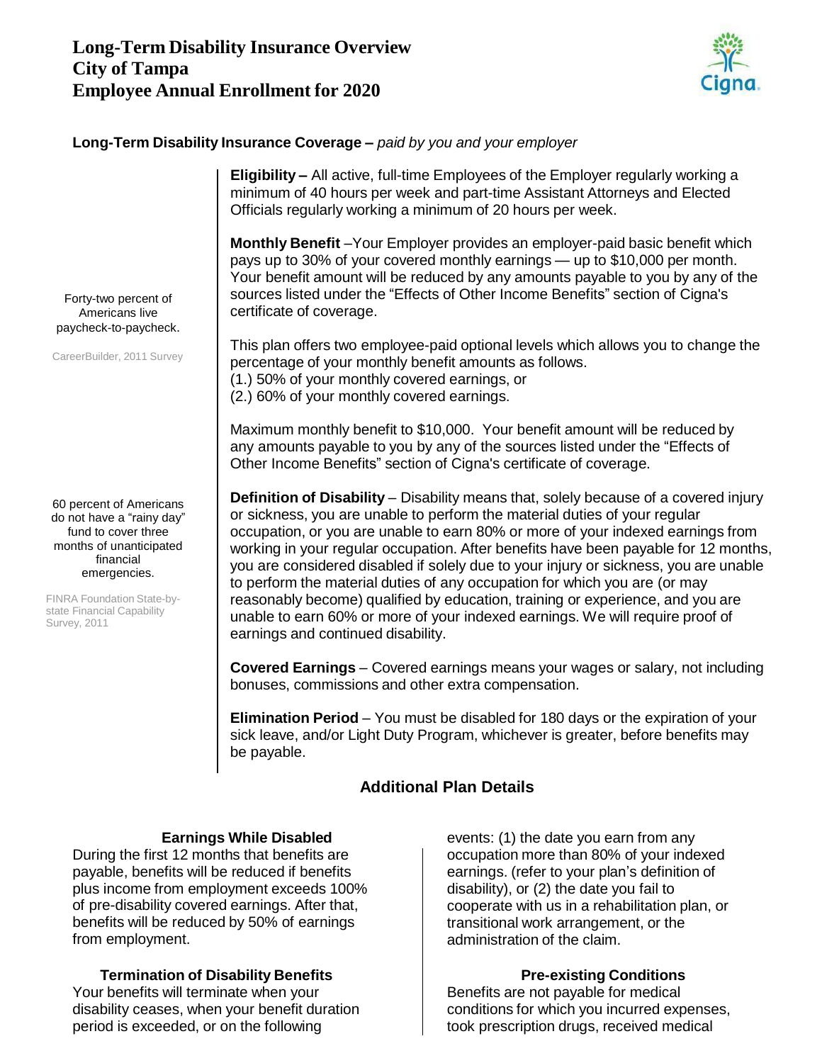# Long-Term Disability Insurance Overview
# City of Tampa
# Employee Annual Enrollment for 2020

**Long-Term Disability Insurance Coverage –** *paid by you and your employer*

**Eligibility –** All active, full-time Employees of the Employer regularly working a minimum of 40 hours per week and part-time Assistant Attorneys and Elected Officials regularly working a minimum of 20 hours per week.

**Monthly Benefit** –Your Employer provides an employer-paid basic benefit which pays up to 30% of your covered monthly earnings — up to $10,000 per month. Your benefit amount will be reduced by any amounts payable to you by any of the sources listed under the "Effects of Other Income Benefits" section of Cigna's certificate of coverage.

This plan offers two employee-paid optional levels which allows you to change the percentage of your monthly benefit amounts as follows.
(1.) 50% of your monthly covered earnings, or
(2.) 60% of your monthly covered earnings.

Maximum monthly benefit to $10,000. Your benefit amount will be reduced by any amounts payable to you by any of the sources listed under the "Effects of Other Income Benefits" section of Cigna's certificate of coverage.

**Definition of Disability** – Disability means that, solely because of a covered injury or sickness, you are unable to perform the material duties of your regular occupation, or you are unable to earn 80% or more of your indexed earnings from working in your regular occupation. After benefits have been payable for 12 months, you are considered disabled if solely due to your injury or sickness, you are unable to perform the material duties of any occupation for which you are (or may reasonably become) qualified by education, training or experience, and you are unable to earn 60% or more of your indexed earnings. We will require proof of earnings and continued disability.

**Covered Earnings** – Covered earnings means your wages or salary, not including bonuses, commissions and other extra compensation.

**Elimination Period** – You must be disabled for 180 days or the expiration of your sick leave, and/or Light Duty Program, whichever is greater, before benefits may be payable.

Forty-two percent of Americans live paycheck-to-paycheck.

CareerBuilder, 2011 Survey

60 percent of Americans do not have a "rainy day" fund to cover three months of unanticipated financial emergencies.

FINRA Foundation State-by-state Financial Capability Survey, 2011

## Additional Plan Details

### Earnings While Disabled

During the first 12 months that benefits are payable, benefits will be reduced if benefits plus income from employment exceeds 100% of pre-disability covered earnings. After that, benefits will be reduced by 50% of earnings from employment.

### Termination of Disability Benefits

Your benefits will terminate when your disability ceases, when your benefit duration period is exceeded, or on the following events: (1) the date you earn from any occupation more than 80% of your indexed earnings. (refer to your plan's definition of disability), or (2) the date you fail to cooperate with us in a rehabilitation plan, or transitional work arrangement, or the administration of the claim.

### Pre-existing Conditions

Benefits are not payable for medical conditions for which you incurred expenses, took prescription drugs, received medical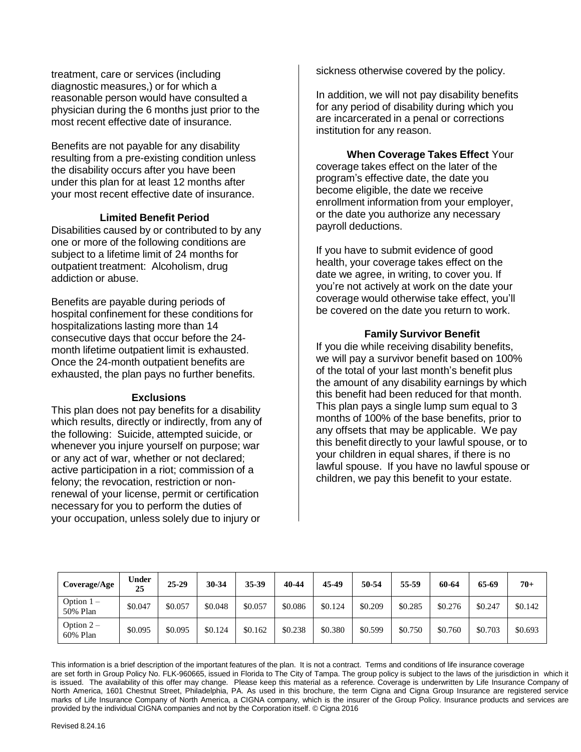treatment, care or services (including diagnostic measures,) or for which a reasonable person would have consulted a physician during the 6 months just prior to the most recent effective date of insurance.

Benefits are not payable for any disability resulting from a pre-existing condition unless the disability occurs after you have been under this plan for at least 12 months after your most recent effective date of insurance.

### Limited Benefit Period

Disabilities caused by or contributed to by any one or more of the following conditions are subject to a lifetime limit of 24 months for outpatient treatment: Alcoholism, drug addiction or abuse.

Benefits are payable during periods of hospital confinement for these conditions for hospitalizations lasting more than 14 consecutive days that occur before the 24-month lifetime outpatient limit is exhausted. Once the 24-month outpatient benefits are exhausted, the plan pays no further benefits.

### Exclusions

This plan does not pay benefits for a disability which results, directly or indirectly, from any of the following: Suicide, attempted suicide, or whenever you injure yourself on purpose; war or any act of war, whether or not declared; active participation in a riot; commission of a felony; the revocation, restriction or non-renewal of your license, permit or certification necessary for you to perform the duties of your occupation, unless solely due to injury or sickness otherwise covered by the policy.

In addition, we will not pay disability benefits for any period of disability during which you are incarcerated in a penal or corrections institution for any reason.

**When Coverage Takes Effect** Your coverage takes effect on the later of the program's effective date, the date you become eligible, the date we receive enrollment information from your employer, or the date you authorize any necessary payroll deductions.

If you have to submit evidence of good health, your coverage takes effect on the date we agree, in writing, to cover you. If you're not actively at work on the date your coverage would otherwise take effect, you'll be covered on the date you return to work.

### Family Survivor Benefit

If you die while receiving disability benefits, we will pay a survivor benefit based on 100% of the total of your last month's benefit plus the amount of any disability earnings by which this benefit had been reduced for that month. This plan pays a single lump sum equal to 3 months of 100% of the base benefits, prior to any offsets that may be applicable. We pay this benefit directly to your lawful spouse, or to your children in equal shares, if there is no lawful spouse. If you have no lawful spouse or children, we pay this benefit to your estate.

| Coverage/Age | Under 25 | 25-29 | 30-34 | 35-39 | 40-44 | 45-49 | 50-54 | 55-59 | 60-64 | 65-69 | 70+ |
|---|---|---|---|---|---|---|---|---|---|---|---|
| Option 1 – 50% Plan | $0.047 | $0.057 | $0.048 | $0.057 | $0.086 | $0.124 | $0.209 | $0.285 | $0.276 | $0.247 | $0.142 |
| Option 2 – 60% Plan | $0.095 | $0.095 | $0.124 | $0.162 | $0.238 | $0.380 | $0.599 | $0.750 | $0.760 | $0.703 | $0.693 |

This information is a brief description of the important features of the plan. It is not a contract. Terms and conditions of life insurance coverage are set forth in Group Policy No. FLK-960665, issued in Florida to The City of Tampa. The group policy is subject to the laws of the jurisdiction in which it is issued. The availability of this offer may change. Please keep this material as a reference. Coverage is underwritten by Life Insurance Company of North America, 1601 Chestnut Street, Philadelphia, PA. As used in this brochure, the term Cigna and Cigna Group Insurance are registered service marks of Life Insurance Company of North America, a CIGNA company, which is the insurer of the Group Policy. Insurance products and services are provided by the individual CIGNA companies and not by the Corporation itself. © Cigna 2016

Revised 8.24.16